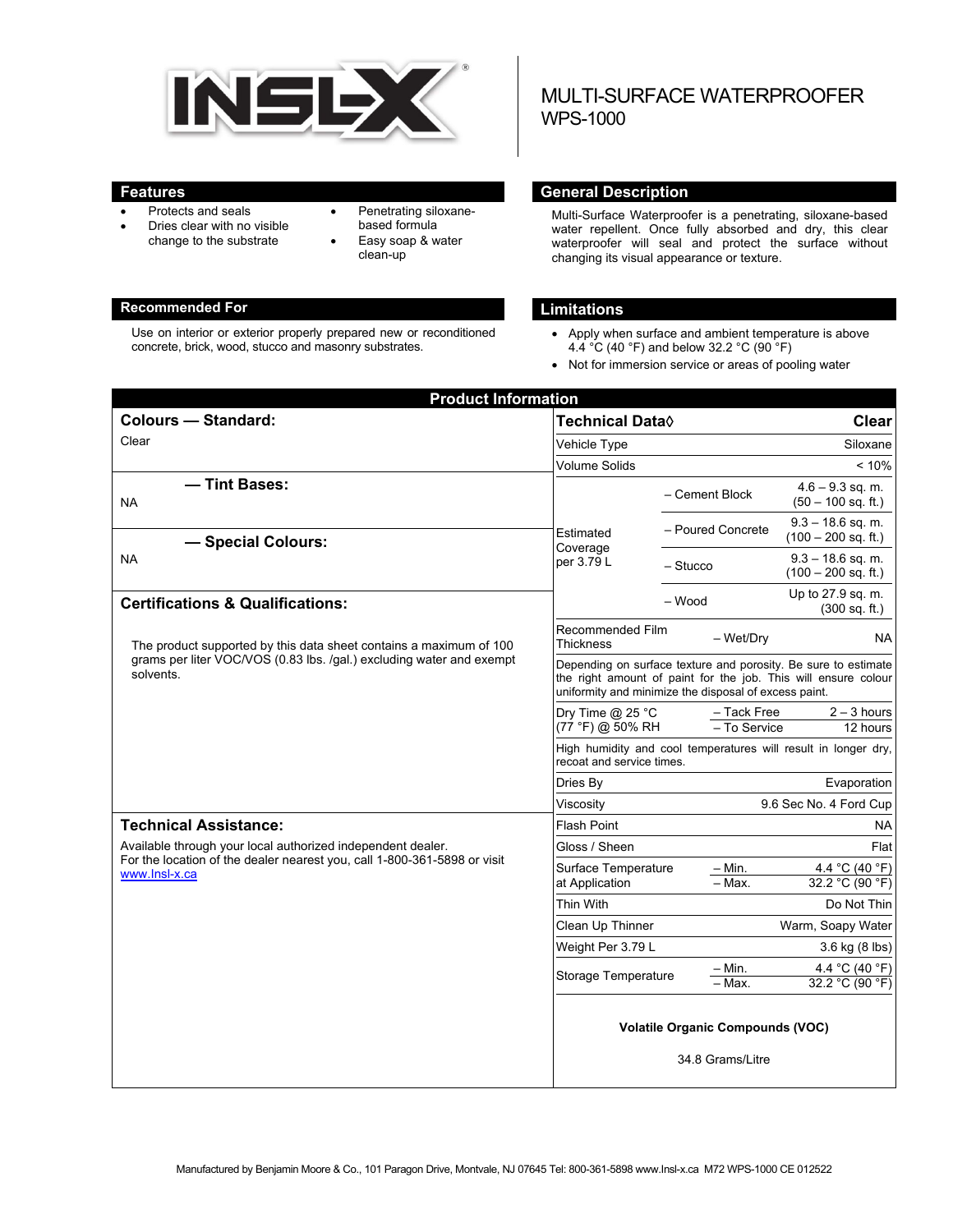# INSL-X

## MULTI-SURFACE WATERPROOFER
## WPS-1000

## Features

- Protects and seals
- Dries clear with no visible change to the substrate
- Penetrating siloxane-based formula
- Easy soap & water clean-up

## General Description

Multi-Surface Waterproofer is a penetrating, siloxane-based water repellent. Once fully absorbed and dry, this clear waterproofer will seal and protect the surface without changing its visual appearance or texture.

## Recommended For

Use on interior or exterior properly prepared new or reconditioned concrete, brick, wood, stucco and masonry substrates.

## Limitations

- Apply when surface and ambient temperature is above 4.4 °C (40 °F) and below 32.2 °C (90 °F)
- Not for immersion service or areas of pooling water

## Product Information

### Colours — Standard:

Clear

### — Tint Bases:

NA

### — Special Colours:

NA

### Certifications & Qualifications:

The product supported by this data sheet contains a maximum of 100 grams per liter VOC/VOS (0.83 lbs. /gal.) excluding water and exempt solvents.

### Technical Assistance:

Available through your local authorized independent dealer. For the location of the dealer nearest you, call 1-800-361-5898 or visit www.Insl-x.ca

| Technical Data◊ | | Clear |
|---|---|---|
| Vehicle Type | | Siloxane |
| Volume Solids | | < 10% |
| Estimated Coverage per 3.79 L | – Cement Block | 4.6 – 9.3 sq. m. (50 – 100 sq. ft.) |
| | – Poured Concrete | 9.3 – 18.6 sq. m. (100 – 200 sq. ft.) |
| | – Stucco | 9.3 – 18.6 sq. m. (100 – 200 sq. ft.) |
| | – Wood | Up to 27.9 sq. m. (300 sq. ft.) |
| Recommended Film Thickness | – Wet/Dry | NA |
| Depending on surface texture and porosity. Be sure to estimate the right amount of paint for the job. This will ensure colour uniformity and minimize the disposal of excess paint. | | |
| Dry Time @ 25 °C (77 °F) @ 50% RH | – Tack Free | 2 – 3 hours |
| | – To Service | 12 hours |
| High humidity and cool temperatures will result in longer dry, recoat and service times. | | |
| Dries By | | Evaporation |
| Viscosity | | 9.6 Sec No. 4 Ford Cup |
| Flash Point | | NA |
| Gloss / Sheen | | Flat |
| Surface Temperature at Application | – Min. | 4.4 °C (40 °F) |
| | – Max. | 32.2 °C (90 °F) |
| Thin With | | Do Not Thin |
| Clean Up Thinner | | Warm, Soapy Water |
| Weight Per 3.79 L | | 3.6 kg (8 lbs) |
| Storage Temperature | – Min. | 4.4 °C (40 °F) |
| | – Max. | 32.2 °C (90 °F) |

**Volatile Organic Compounds (VOC)**

34.8 Grams/Litre

Manufactured by Benjamin Moore & Co., 101 Paragon Drive, Montvale, NJ 07645 Tel: 800-361-5898 www.Insl-x.ca M72 WPS-1000 CE 012522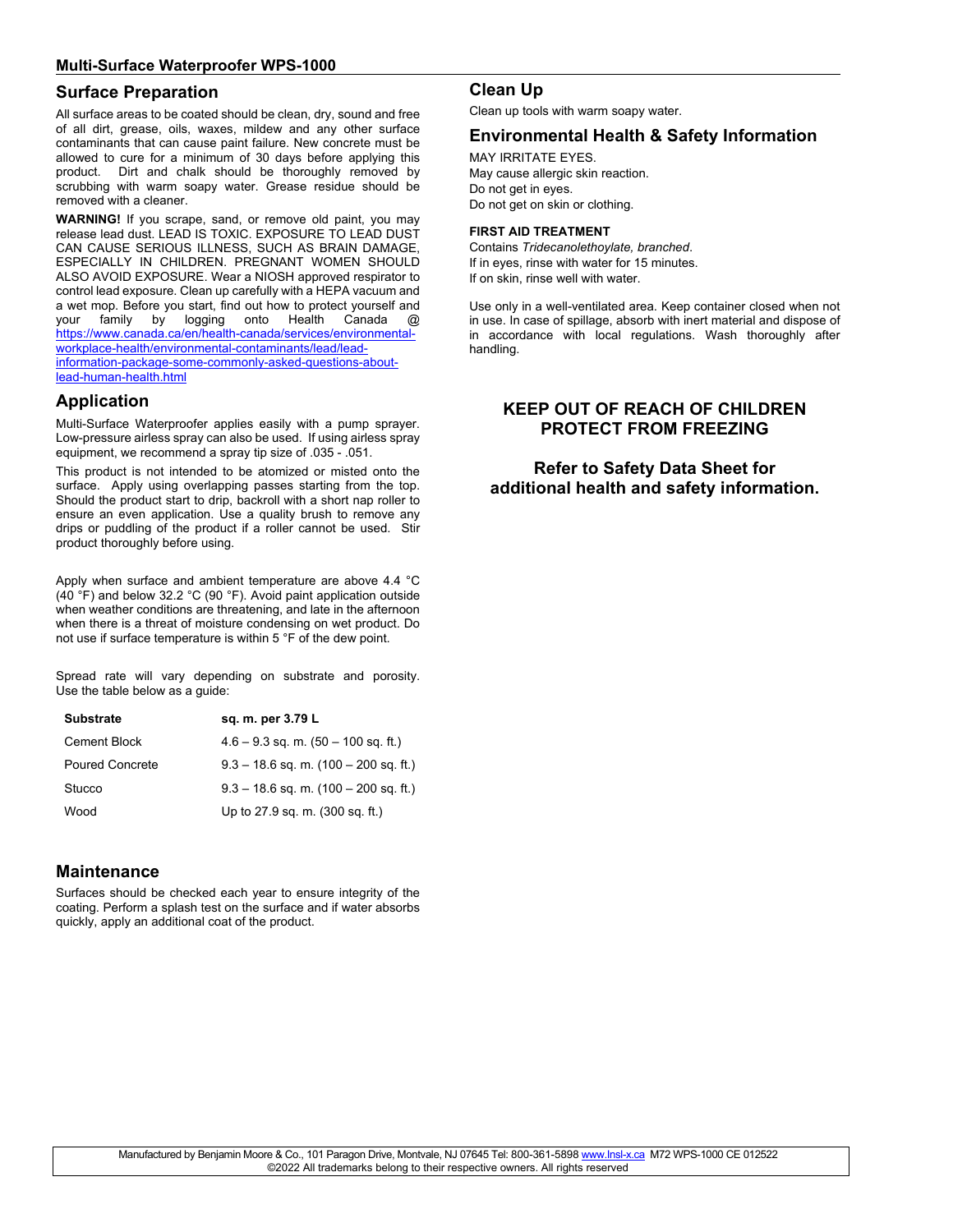## Surface Preparation

All surface areas to be coated should be clean, dry, sound and free of all dirt, grease, oils, waxes, mildew and any other surface contaminants that can cause paint failure. New concrete must be allowed to cure for a minimum of 30 days before applying this product. Dirt and chalk should be thoroughly removed by scrubbing with warm soapy water. Grease residue should be removed with a cleaner.

**WARNING!** If you scrape, sand, or remove old paint, you may release lead dust. LEAD IS TOXIC. EXPOSURE TO LEAD DUST CAN CAUSE SERIOUS ILLNESS, SUCH AS BRAIN DAMAGE, ESPECIALLY IN CHILDREN. PREGNANT WOMEN SHOULD ALSO AVOID EXPOSURE. Wear a NIOSH approved respirator to control lead exposure. Clean up carefully with a HEPA vacuum and a wet mop. Before you start, find out how to protect yourself and your family by logging onto Health Canada @ https://www.canada.ca/en/health-canada/services/environmental-workplace-health/environmental-contaminants/lead/lead-information-package-some-commonly-asked-questions-about-lead-human-health.html

## Application

Multi-Surface Waterproofer applies easily with a pump sprayer. Low-pressure airless spray can also be used. If using airless spray equipment, we recommend a spray tip size of .035 - .051.

This product is not intended to be atomized or misted onto the surface. Apply using overlapping passes starting from the top. Should the product start to drip, backroll with a short nap roller to ensure an even application. Use a quality brush to remove any drips or puddling of the product if a roller cannot be used. Stir product thoroughly before using.

Apply when surface and ambient temperature are above 4.4 °C (40 °F) and below 32.2 °C (90 °F). Avoid paint application outside when weather conditions are threatening, and late in the afternoon when there is a threat of moisture condensing on wet product. Do not use if surface temperature is within 5 °F of the dew point.

Spread rate will vary depending on substrate and porosity. Use the table below as a guide:

| Substrate | sq. m. per 3.79 L |
|---|---|
| Cement Block | 4.6 – 9.3 sq. m. (50 – 100 sq. ft.) |
| Poured Concrete | 9.3 – 18.6 sq. m. (100 – 200 sq. ft.) |
| Stucco | 9.3 – 18.6 sq. m. (100 – 200 sq. ft.) |
| Wood | Up to 27.9 sq. m. (300 sq. ft.) |

## Maintenance

Surfaces should be checked each year to ensure integrity of the coating. Perform a splash test on the surface and if water absorbs quickly, apply an additional coat of the product.

## Clean Up

Clean up tools with warm soapy water.

## Environmental Health & Safety Information

MAY IRRITATE EYES.
May cause allergic skin reaction.
Do not get in eyes.
Do not get on skin or clothing.

**FIRST AID TREATMENT**

Contains *Tridecanolethoylate, branched*.
If in eyes, rinse with water for 15 minutes.
If on skin, rinse well with water.

Use only in a well-ventilated area. Keep container closed when not in use. In case of spillage, absorb with inert material and dispose of in accordance with local regulations. Wash thoroughly after handling.

**KEEP OUT OF REACH OF CHILDREN**
**PROTECT FROM FREEZING**

**Refer to Safety Data Sheet for additional health and safety information.**

Manufactured by Benjamin Moore & Co., 101 Paragon Drive, Montvale, NJ 07645 Tel: 800-361-5898 www.lnsl-x.ca M72 WPS-1000 CE 012522
©2022 All trademarks belong to their respective owners. All rights reserved